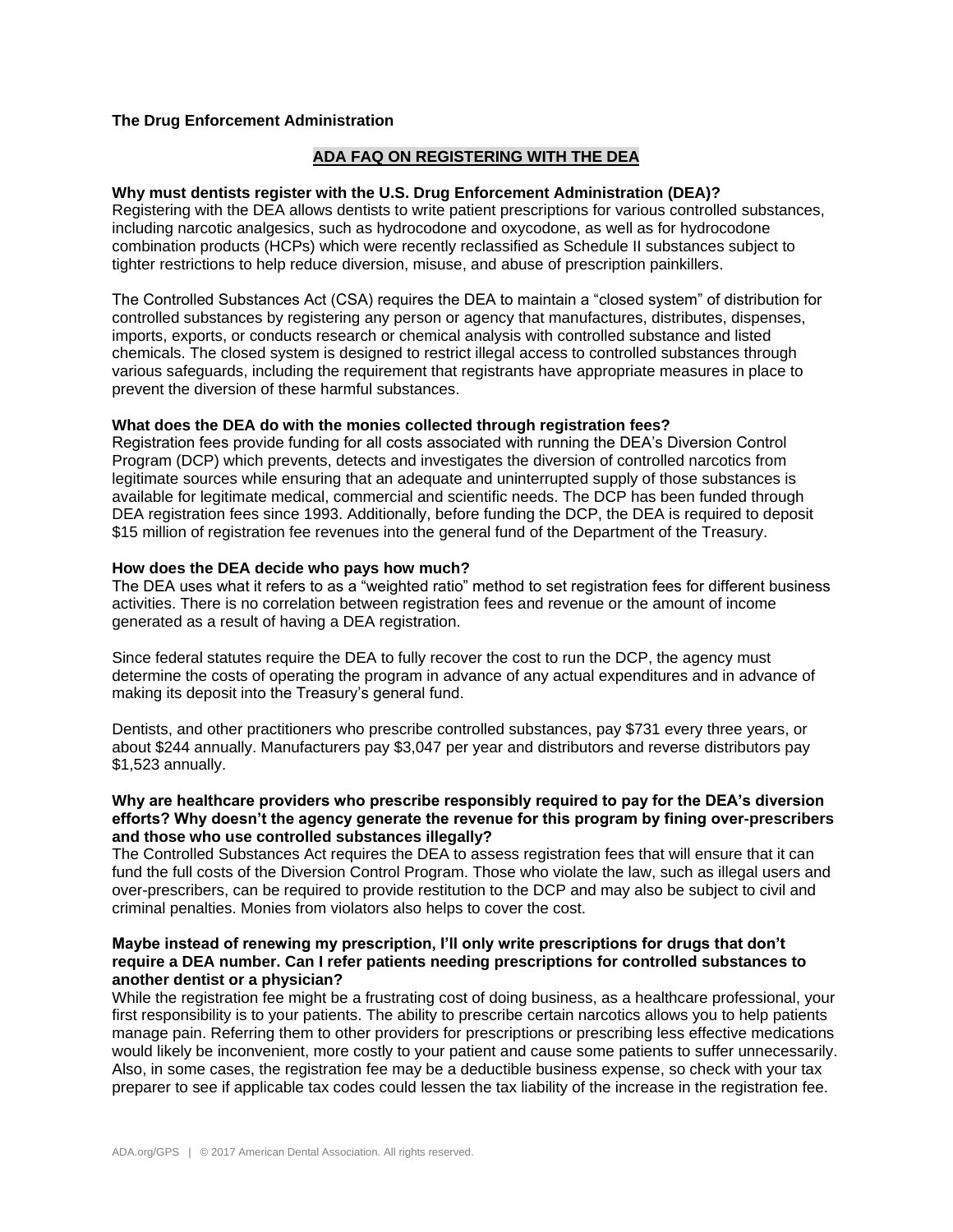**The Drug Enforcement Administration**

## ADA FAQ ON REGISTERING WITH THE DEA

**Why must dentists register with the U.S. Drug Enforcement Administration (DEA)?**
Registering with the DEA allows dentists to write patient prescriptions for various controlled substances, including narcotic analgesics, such as hydrocodone and oxycodone, as well as for hydrocodone combination products (HCPs) which were recently reclassified as Schedule II substances subject to tighter restrictions to help reduce diversion, misuse, and abuse of prescription painkillers.

The Controlled Substances Act (CSA) requires the DEA to maintain a "closed system" of distribution for controlled substances by registering any person or agency that manufactures, distributes, dispenses, imports, exports, or conducts research or chemical analysis with controlled substance and listed chemicals. The closed system is designed to restrict illegal access to controlled substances through various safeguards, including the requirement that registrants have appropriate measures in place to prevent the diversion of these harmful substances.

**What does the DEA do with the monies collected through registration fees?**
Registration fees provide funding for all costs associated with running the DEA's Diversion Control Program (DCP) which prevents, detects and investigates the diversion of controlled narcotics from legitimate sources while ensuring that an adequate and uninterrupted supply of those substances is available for legitimate medical, commercial and scientific needs. The DCP has been funded through DEA registration fees since 1993. Additionally, before funding the DCP, the DEA is required to deposit $15 million of registration fee revenues into the general fund of the Department of the Treasury.

**How does the DEA decide who pays how much?**
The DEA uses what it refers to as a "weighted ratio" method to set registration fees for different business activities. There is no correlation between registration fees and revenue or the amount of income generated as a result of having a DEA registration.

Since federal statutes require the DEA to fully recover the cost to run the DCP, the agency must determine the costs of operating the program in advance of any actual expenditures and in advance of making its deposit into the Treasury's general fund.

Dentists, and other practitioners who prescribe controlled substances, pay $731 every three years, or about $244 annually. Manufacturers pay $3,047 per year and distributors and reverse distributors pay $1,523 annually.

**Why are healthcare providers who prescribe responsibly required to pay for the DEA's diversion efforts? Why doesn't the agency generate the revenue for this program by fining over-prescribers and those who use controlled substances illegally?**
The Controlled Substances Act requires the DEA to assess registration fees that will ensure that it can fund the full costs of the Diversion Control Program. Those who violate the law, such as illegal users and over-prescribers, can be required to provide restitution to the DCP and may also be subject to civil and criminal penalties. Monies from violators also helps to cover the cost.

**Maybe instead of renewing my prescription, I'll only write prescriptions for drugs that don't require a DEA number. Can I refer patients needing prescriptions for controlled substances to another dentist or a physician?**
While the registration fee might be a frustrating cost of doing business, as a healthcare professional, your first responsibility is to your patients. The ability to prescribe certain narcotics allows you to help patients manage pain. Referring them to other providers for prescriptions or prescribing less effective medications would likely be inconvenient, more costly to your patient and cause some patients to suffer unnecessarily. Also, in some cases, the registration fee may be a deductible business expense, so check with your tax preparer to see if applicable tax codes could lessen the tax liability of the increase in the registration fee.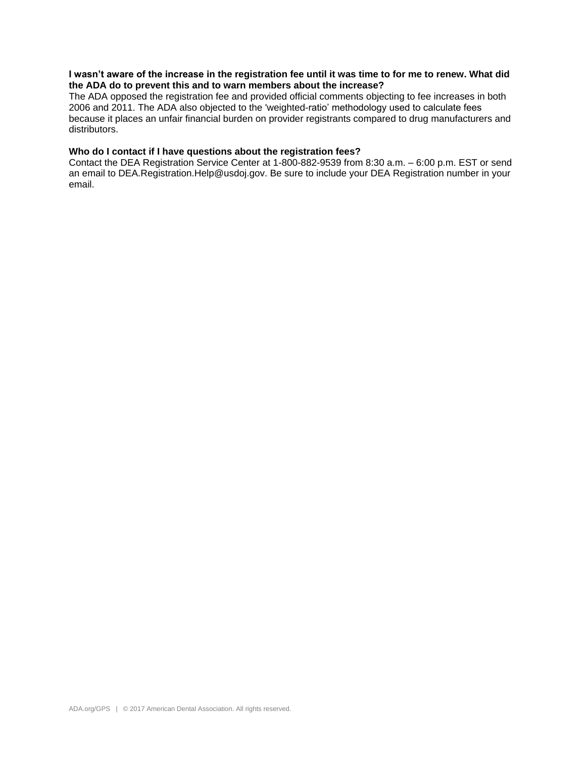**I wasn't aware of the increase in the registration fee until it was time to for me to renew. What did the ADA do to prevent this and to warn members about the increase?**

The ADA opposed the registration fee and provided official comments objecting to fee increases in both 2006 and 2011. The ADA also objected to the 'weighted-ratio' methodology used to calculate fees because it places an unfair financial burden on provider registrants compared to drug manufacturers and distributors.

**Who do I contact if I have questions about the registration fees?**

Contact the DEA Registration Service Center at 1-800-882-9539 from 8:30 a.m. – 6:00 p.m. EST or send an email to DEA.Registration.Help@usdoj.gov. Be sure to include your DEA Registration number in your email.